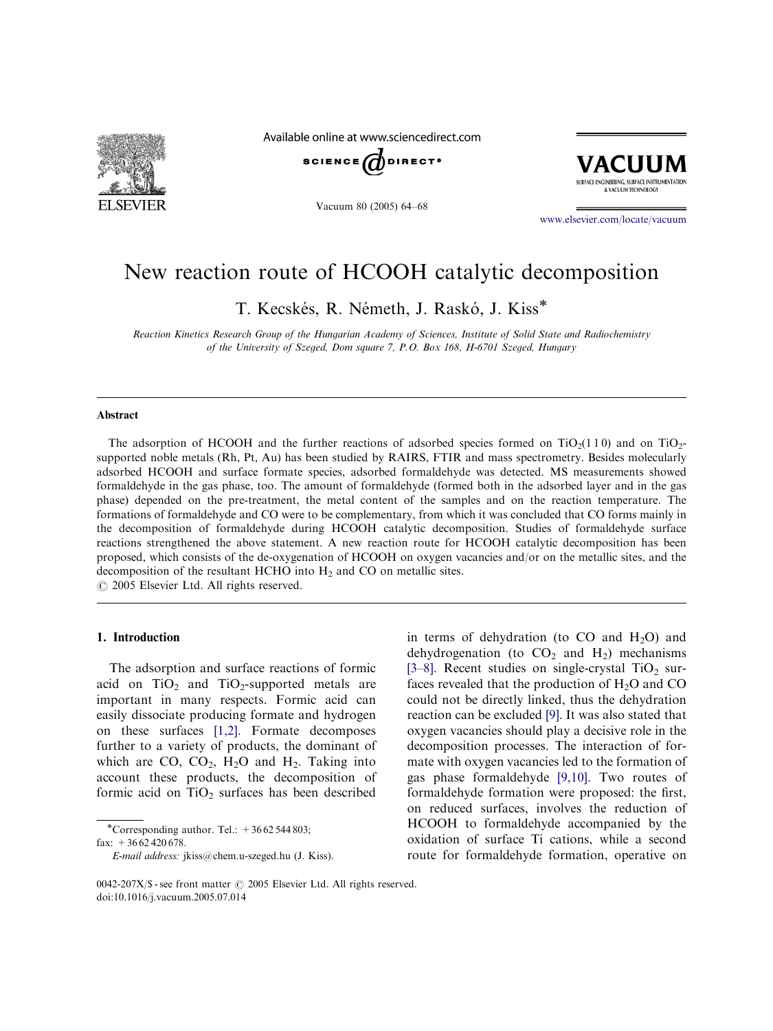# New reaction route of HCOOH catalytic decomposition

T. Kecskés, R. Németh, J. Raskó, J. Kiss*

*Reaction Kinetics Research Group of the Hungarian Academy of Sciences, Institute of Solid State and Radiochemistry of the University of Szeged, Dom square 7, P.O. Box 168, H-6701 Szeged, Hungary*

## Abstract

The adsorption of HCOOH and the further reactions of adsorbed species formed on $TiO_2$(1 1 0) and on $TiO_2$-supported noble metals (Rh, Pt, Au) has been studied by RAIRS, FTIR and mass spectrometry. Besides molecularly adsorbed HCOOH and surface formate species, adsorbed formaldehyde was detected. MS measurements showed formaldehyde in the gas phase, too. The amount of formaldehyde (formed both in the adsorbed layer and in the gas phase) depended on the pre-treatment, the metal content of the samples and on the reaction temperature. The formations of formaldehyde and CO were to be complementary, from which it was concluded that CO forms mainly in the decomposition of formaldehyde during HCOOH catalytic decomposition. Studies of formaldehyde surface reactions strengthened the above statement. A new reaction route for HCOOH catalytic decomposition has been proposed, which consists of the de-oxygenation of HCOOH on oxygen vacancies and/or on the metallic sites, and the decomposition of the resultant HCHO into $H_2$ and CO on metallic sites.

© 2005 Elsevier Ltd. All rights reserved.

## 1. Introduction

The adsorption and surface reactions of formic acid on $TiO_2$ and $TiO_2$-supported metals are important in many respects. Formic acid can easily dissociate producing formate and hydrogen on these surfaces [1,2]. Formate decomposes further to a variety of products, the dominant of which are CO, $CO_2$, $H_2O$ and $H_2$. Taking into account these products, the decomposition of formic acid on $TiO_2$ surfaces has been described in terms of dehydration (to CO and $H_2O$) and dehydrogenation (to $CO_2$ and $H_2$) mechanisms [3–8]. Recent studies on single-crystal $TiO_2$ surfaces revealed that the production of $H_2O$ and CO could not be directly linked, thus the dehydration reaction can be excluded [9]. It was also stated that oxygen vacancies should play a decisive role in the decomposition processes. The interaction of formate with oxygen vacancies led to the formation of gas phase formaldehyde [9,10]. Two routes of formaldehyde formation were proposed: the first, on reduced surfaces, involves the reduction of HCOOH to formaldehyde accompanied by the oxidation of surface Ti cations, while a second route for formaldehyde formation, operative on

*Corresponding author. Tel.: +36 62 544 803; fax: +36 62 420 678.
*E-mail address:* jkiss@chem.u-szeged.hu (J. Kiss).

0042-207X/$ - see front matter © 2005 Elsevier Ltd. All rights reserved.
doi:10.1016/j.vacuum.2005.07.014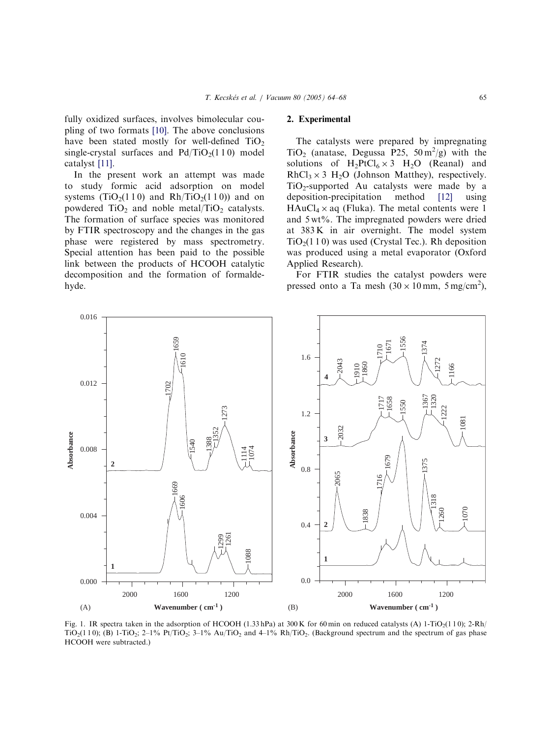fully oxidized surfaces, involves bimolecular coupling of two formats [10]. The above conclusions have been stated mostly for well-defined $TiO_2$ single-crystal surfaces and Pd/$TiO_2$(1 1 0) model catalyst [11].

In the present work an attempt was made to study formic acid adsorption on model systems ($TiO_2$(1 1 0) and Rh/$TiO_2$(1 1 0)) and on powdered $TiO_2$ and noble metal/$TiO_2$ catalysts. The formation of surface species was monitored by FTIR spectroscopy and the changes in the gas phase were registered by mass spectrometry. Special attention has been paid to the possible link between the products of HCOOH catalytic decomposition and the formation of formaldehyde.

## 2. Experimental

The catalysts were prepared by impregnating $TiO_2$ (anatase, Degussa P25, 50 $m^2$/g) with the solutions of $H_2PtCl_6 \times 3$ $H_2O$ (Reanal) and $RhCl_3 \times 3$ $H_2O$ (Johnson Matthey), respectively. $TiO_2$-supported Au catalysts were made by a deposition-precipitation method [12] using $HAuCl_4 \times$ aq (Fluka). The metal contents were 1 and 5 wt%. The impregnated powders were dried at 383 K in air overnight. The model system $TiO_2$(1 1 0) was used (Crystal Tec.). Rh deposition was produced using a metal evaporator (Oxford Applied Research).

For FTIR studies the catalyst powders were pressed onto a Ta mesh (30 × 10 mm, 5 mg/$cm^2$),

Fig. 1. IR spectra taken in the adsorption of HCOOH (1.33 hPa) at 300 K for 60 min on reduced catalysts (A) 1-$TiO_2$(1 1 0); 2-Rh/$TiO_2$(1 1 0); (B) 1-$TiO_2$; 2–1% Pt/$TiO_2$; 3–1% Au/$TiO_2$ and 4–1% Rh/$TiO_2$. (Background spectrum and the spectrum of gas phase HCOOH were subtracted.)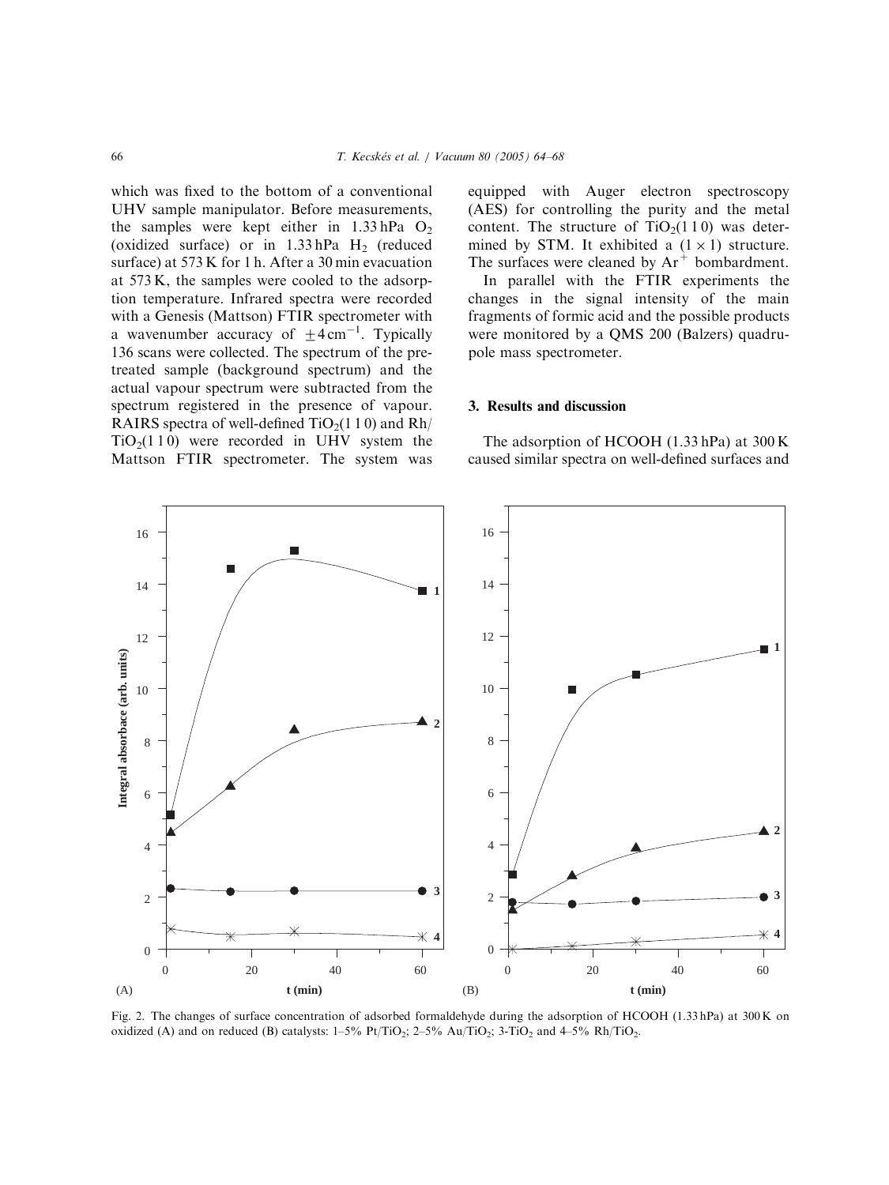which was fixed to the bottom of a conventional UHV sample manipulator. Before measurements, the samples were kept either in 1.33 hPa $O_2$ (oxidized surface) or in 1.33 hPa $H_2$ (reduced surface) at 573 K for 1 h. After a 30 min evacuation at 573 K, the samples were cooled to the adsorption temperature. Infrared spectra were recorded with a Genesis (Mattson) FTIR spectrometer with a wavenumber accuracy of $\pm 4\,cm^{-1}$. Typically 136 scans were collected. The spectrum of the pretreated sample (background spectrum) and the actual vapour spectrum were subtracted from the spectrum registered in the presence of vapour. RAIRS spectra of well-defined $TiO_2(1\,1\,0)$ and Rh/$TiO_2(1\,1\,0)$ were recorded in UHV system the Mattson FTIR spectrometer. The system was equipped with Auger electron spectroscopy (AES) for controlling the purity and the metal content. The structure of $TiO_2(1\,1\,0)$ was determined by STM. It exhibited a $(1 \times 1)$ structure. The surfaces were cleaned by $Ar^+$ bombardment.

In parallel with the FTIR experiments the changes in the signal intensity of the main fragments of formic acid and the possible products were monitored by a QMS 200 (Balzers) quadrupole mass spectrometer.

## 3. Results and discussion

The adsorption of HCOOH (1.33 hPa) at 300 K caused similar spectra on well-defined surfaces and

Fig. 2. The changes of surface concentration of adsorbed formaldehyde during the adsorption of HCOOH (1.33 hPa) at 300 K on oxidized (A) and on reduced (B) catalysts: 1–5% $Pt/TiO_2$; 2–5% $Au/TiO_2$; 3-$TiO_2$ and 4–5% $Rh/TiO_2$.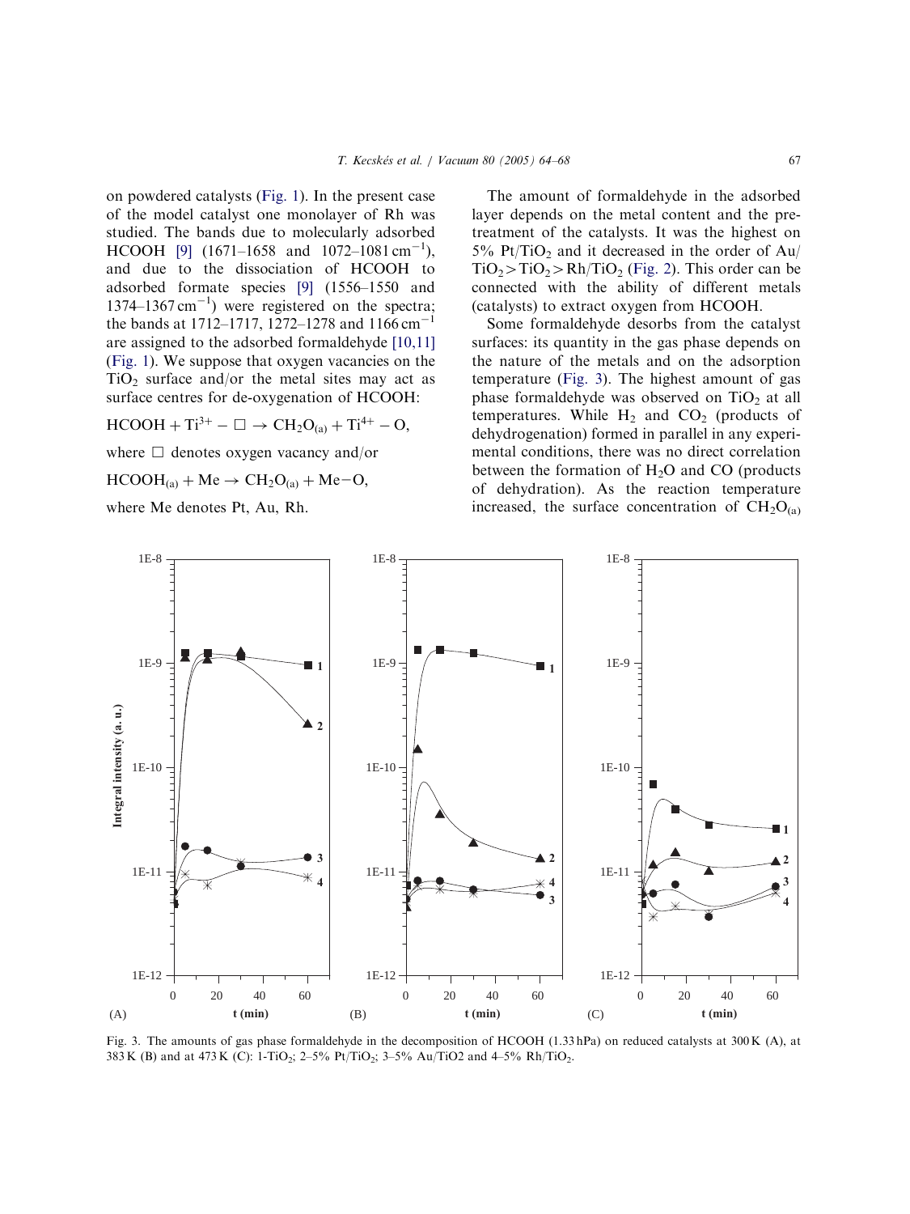on powdered catalysts (Fig. 1). In the present case of the model catalyst one monolayer of Rh was studied. The bands due to molecularly adsorbed HCOOH [9] (1671–1658 and 1072–1081 $cm^{-1}$), and due to the dissociation of HCOOH to adsorbed formate species [9] (1556–1550 and 1374–1367 $cm^{-1}$) were registered on the spectra; the bands at 1712–1717, 1272–1278 and 1166 $cm^{-1}$ are assigned to the adsorbed formaldehyde [10,11] (Fig. 1). We suppose that oxygen vacancies on the $TiO_2$ surface and/or the metal sites may act as surface centres for de-oxygenation of HCOOH:

$$HCOOH + Ti^{3+} - \square \rightarrow CH_2O_{(a)} + Ti^{4+} - O,$$

where $\square$ denotes oxygen vacancy and/or

$$HCOOH_{(a)} + Me \rightarrow CH_2O_{(a)} + Me{-}O,$$

where Me denotes Pt, Au, Rh.

The amount of formaldehyde in the adsorbed layer depends on the metal content and the pretreatment of the catalysts. It was the highest on 5% $Pt/TiO_2$ and it decreased in the order of $Au/TiO_2 > TiO_2 > Rh/TiO_2$ (Fig. 2). This order can be connected with the ability of different metals (catalysts) to extract oxygen from HCOOH.

Some formaldehyde desorbs from the catalyst surfaces: its quantity in the gas phase depends on the nature of the metals and on the adsorption temperature (Fig. 3). The highest amount of gas phase formaldehyde was observed on $TiO_2$ at all temperatures. While $H_2$ and $CO_2$ (products of dehydrogenation) formed in parallel in any experimental conditions, there was no direct correlation between the formation of $H_2O$ and CO (products of dehydration). As the reaction temperature increased, the surface concentration of $CH_2O_{(a)}$

Fig. 3. The amounts of gas phase formaldehyde in the decomposition of HCOOH (1.33 hPa) on reduced catalysts at 300 K (A), at 383 K (B) and at 473 K (C): 1-$TiO_2$; 2–5% $Pt/TiO_2$; 3–5% Au/TiO2 and 4–5% $Rh/TiO_2$.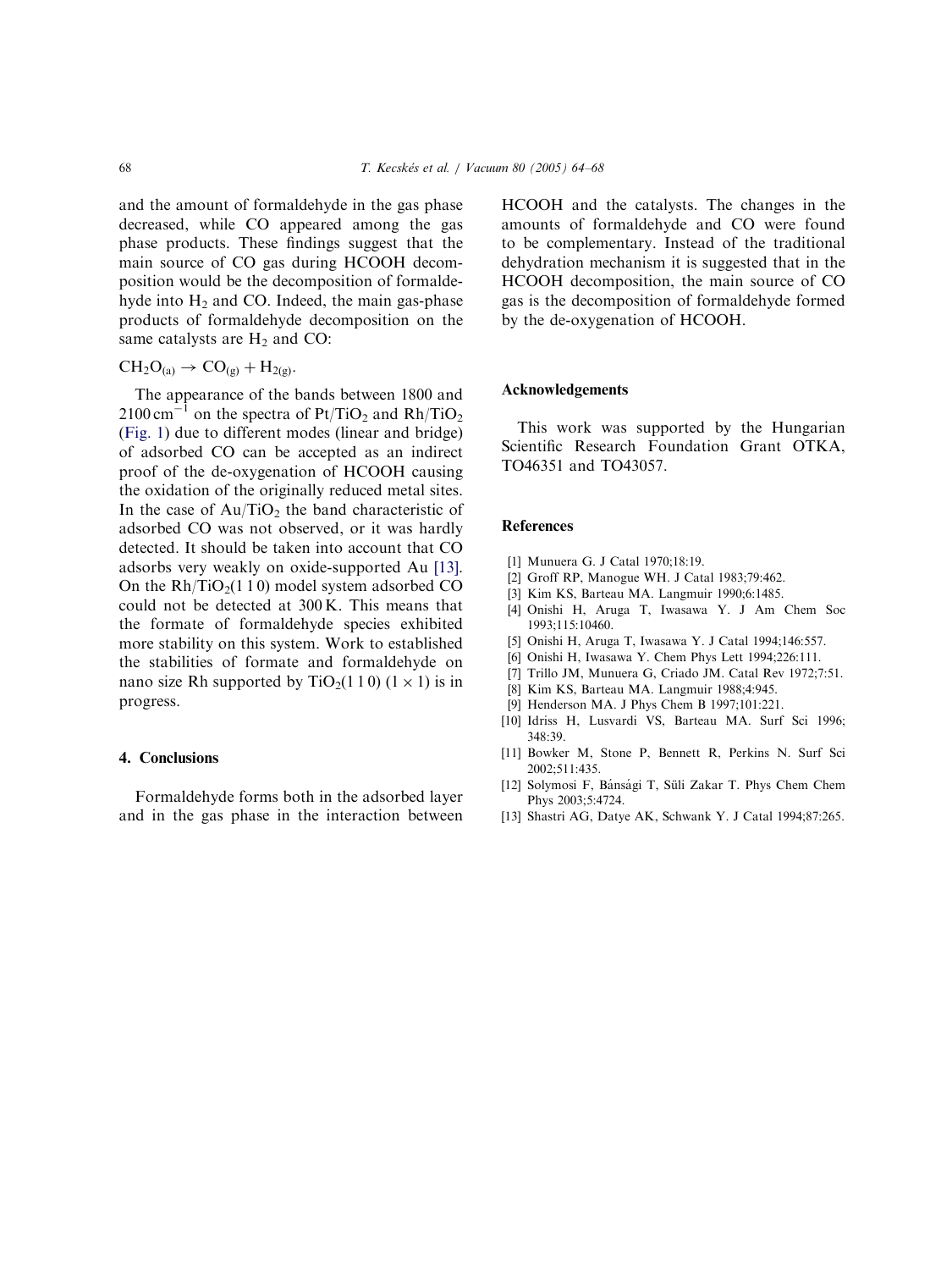and the amount of formaldehyde in the gas phase decreased, while CO appeared among the gas phase products. These findings suggest that the main source of CO gas during HCOOH decomposition would be the decomposition of formaldehyde into $H_2$ and CO. Indeed, the main gas-phase products of formaldehyde decomposition on the same catalysts are $H_2$ and CO:

$$CH_2O_{(a)} \rightarrow CO_{(g)} + H_{2(g)}.$$

The appearance of the bands between 1800 and 2100 $cm^{-1}$ on the spectra of $Pt/TiO_2$ and $Rh/TiO_2$ (Fig. 1) due to different modes (linear and bridge) of adsorbed CO can be accepted as an indirect proof of the de-oxygenation of HCOOH causing the oxidation of the originally reduced metal sites. In the case of $Au/TiO_2$ the band characteristic of adsorbed CO was not observed, or it was hardly detected. It should be taken into account that CO adsorbs very weakly on oxide-supported Au [13]. On the $Rh/TiO_2(1\,1\,0)$ model system adsorbed CO could not be detected at 300 K. This means that the formate of formaldehyde species exhibited more stability on this system. Work to established the stabilities of formate and formaldehyde on nano size Rh supported by $TiO_2(1\,1\,0)$ $(1 \times 1)$ is in progress.

## 4. Conclusions

Formaldehyde forms both in the adsorbed layer and in the gas phase in the interaction between HCOOH and the catalysts. The changes in the amounts of formaldehyde and CO were found to be complementary. Instead of the traditional dehydration mechanism it is suggested that in the HCOOH decomposition, the main source of CO gas is the decomposition of formaldehyde formed by the de-oxygenation of HCOOH.

## Acknowledgements

This work was supported by the Hungarian Scientific Research Foundation Grant OTKA, TO46351 and TO43057.

## References

[1] Munuera G. J Catal 1970;18:19.
[2] Groff RP, Manogue WH. J Catal 1983;79:462.
[3] Kim KS, Barteau MA. Langmuir 1990;6:1485.
[4] Onishi H, Aruga T, Iwasawa Y. J Am Chem Soc 1993;115:10460.
[5] Onishi H, Aruga T, Iwasawa Y. J Catal 1994;146:557.
[6] Onishi H, Iwasawa Y. Chem Phys Lett 1994;226:111.
[7] Trillo JM, Munuera G, Criado JM. Catal Rev 1972;7:51.
[8] Kim KS, Barteau MA. Langmuir 1988;4:945.
[9] Henderson MA. J Phys Chem B 1997;101:221.
[10] Idriss H, Lusvardi VS, Barteau MA. Surf Sci 1996; 348:39.
[11] Bowker M, Stone P, Bennett R, Perkins N. Surf Sci 2002;511:435.
[12] Solymosi F, Bánsági T, Süli Zakar T. Phys Chem Chem Phys 2003;5:4724.
[13] Shastri AG, Datye AK, Schwank Y. J Catal 1994;87:265.